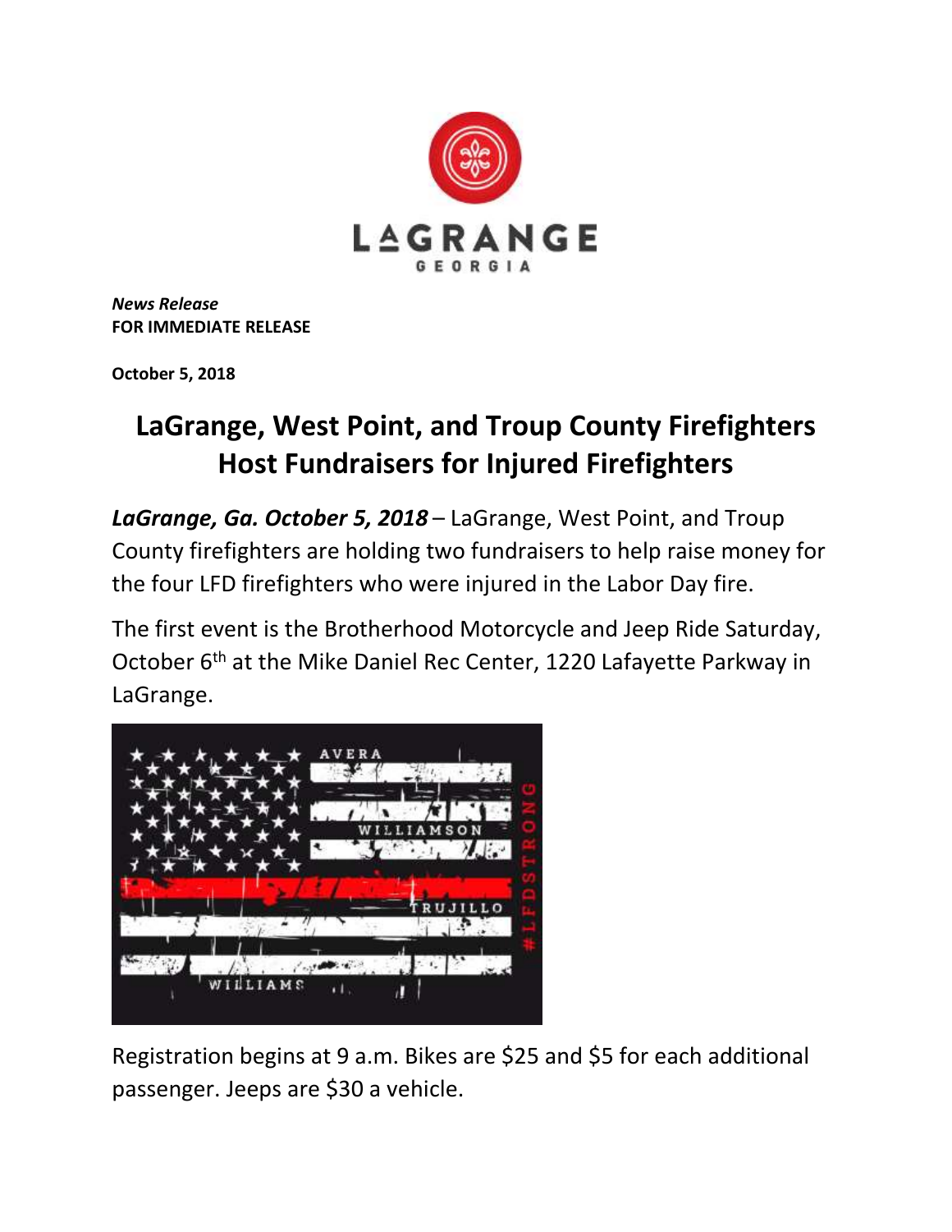*News Release*
**FOR IMMEDIATE RELEASE**

**October 5, 2018**

# LaGrange, West Point, and Troup County Firefighters Host Fundraisers for Injured Firefighters

***LaGrange, Ga. October 5, 2018*** – LaGrange, West Point, and Troup County firefighters are holding two fundraisers to help raise money for the four LFD firefighters who were injured in the Labor Day fire.

The first event is the Brotherhood Motorcycle and Jeep Ride Saturday, October 6th at the Mike Daniel Rec Center, 1220 Lafayette Parkway in LaGrange.

Registration begins at 9 a.m. Bikes are $25 and $5 for each additional passenger. Jeeps are $30 a vehicle.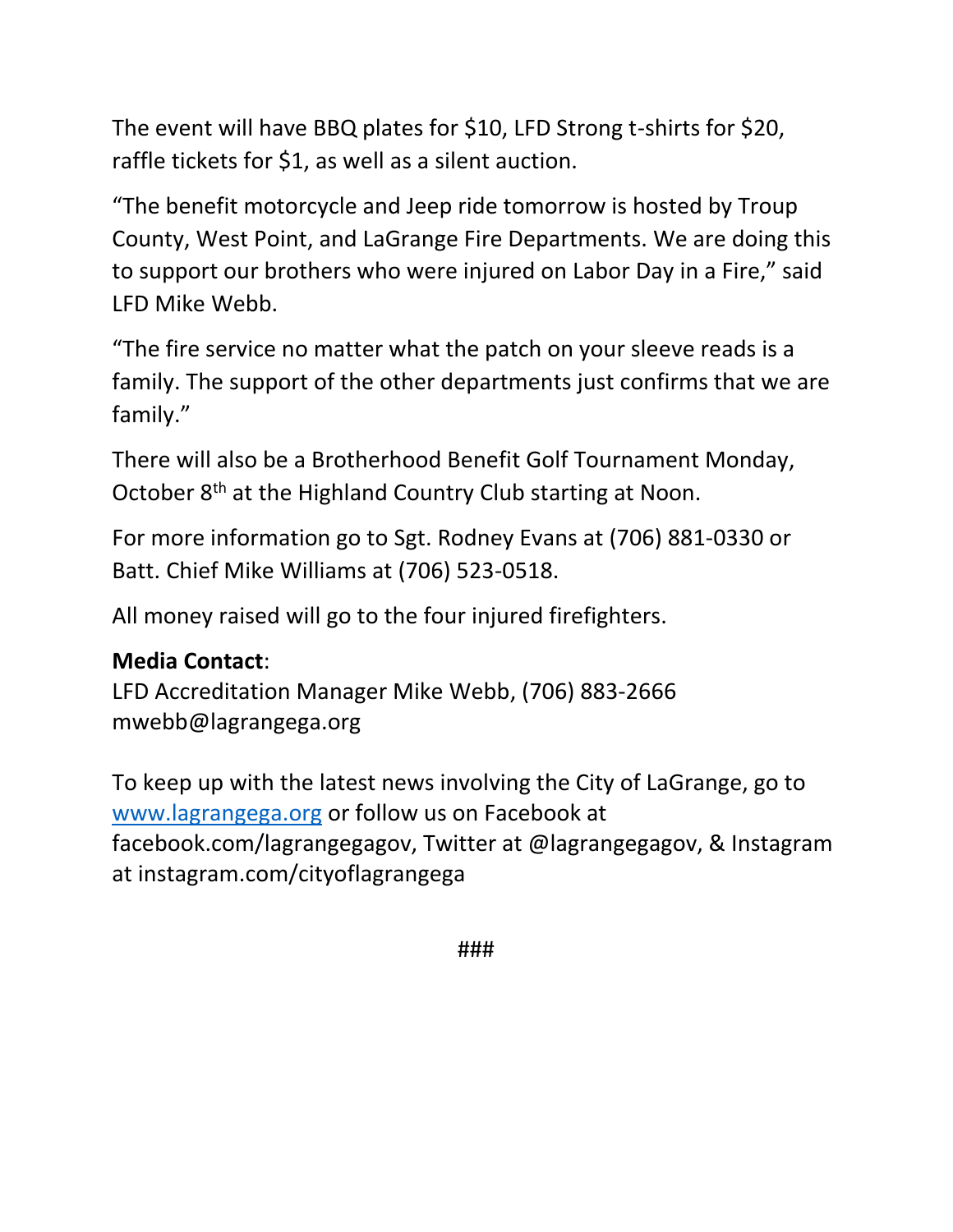The event will have BBQ plates for $10, LFD Strong t-shirts for $20, raffle tickets for $1, as well as a silent auction.

"The benefit motorcycle and Jeep ride tomorrow is hosted by Troup County, West Point, and LaGrange Fire Departments. We are doing this to support our brothers who were injured on Labor Day in a Fire," said LFD Mike Webb.

"The fire service no matter what the patch on your sleeve reads is a family. The support of the other departments just confirms that we are family."

There will also be a Brotherhood Benefit Golf Tournament Monday, October 8th at the Highland Country Club starting at Noon.

For more information go to Sgt. Rodney Evans at (706) 881-0330 or Batt. Chief Mike Williams at (706) 523-0518.

All money raised will go to the four injured firefighters.

**Media Contact**:
LFD Accreditation Manager Mike Webb, (706) 883-2666
mwebb@lagrangega.org

To keep up with the latest news involving the City of LaGrange, go to www.lagrangega.org or follow us on Facebook at facebook.com/lagrangegagov, Twitter at @lagrangegagov, & Instagram at instagram.com/cityoflagrangega

###